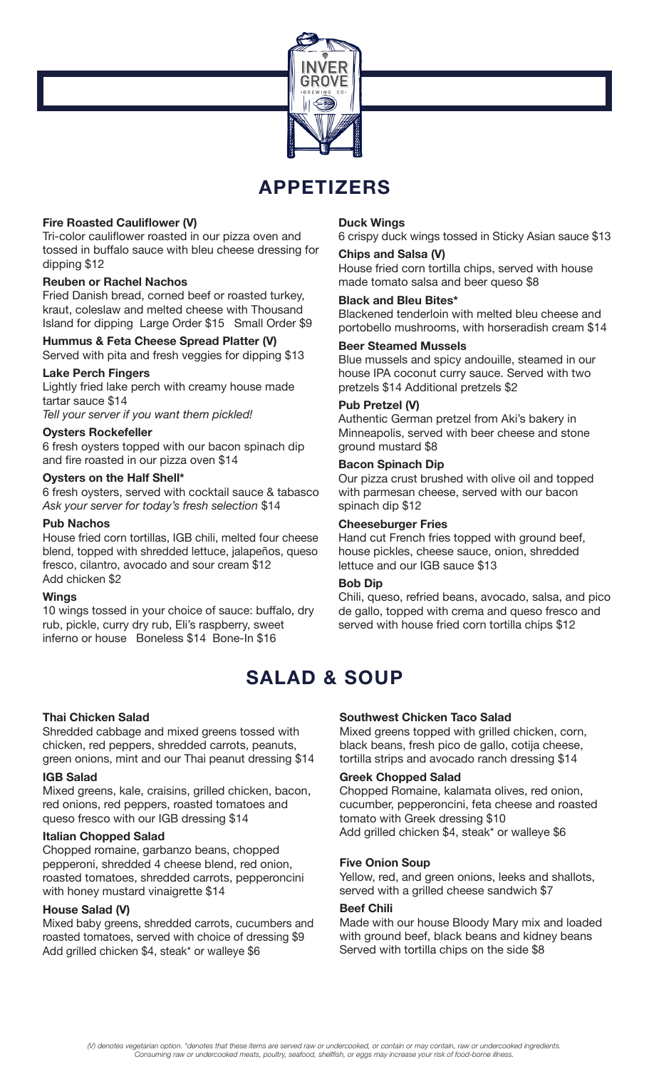# APPETIZERS

**Fire Roasted Cauliflower (V)**
Tri-color cauliflower roasted in our pizza oven and tossed in buffalo sauce with bleu cheese dressing for dipping $12

**Reuben or Rachel Nachos**
Fried Danish bread, corned beef or roasted turkey, kraut, coleslaw and melted cheese with Thousand Island for dipping Large Order $15 Small Order $9

**Hummus & Feta Cheese Spread Platter (V)**
Served with pita and fresh veggies for dipping $13

**Lake Perch Fingers**
Lightly fried lake perch with creamy house made tartar sauce $14
*Tell your server if you want them pickled!*

**Oysters Rockefeller**
6 fresh oysters topped with our bacon spinach dip and fire roasted in our pizza oven $14

**Oysters on the Half Shell***
6 fresh oysters, served with cocktail sauce & tabasco *Ask your server for today's fresh selection* $14

**Pub Nachos**
House fried corn tortillas, IGB chili, melted four cheese blend, topped with shredded lettuce, jalapeños, queso fresco, cilantro, avocado and sour cream $12
Add chicken $2

**Wings**
10 wings tossed in your choice of sauce: buffalo, dry rub, pickle, curry dry rub, Eli's raspberry, sweet inferno or house Boneless $14 Bone-In $16

**Duck Wings**
6 crispy duck wings tossed in Sticky Asian sauce $13

**Chips and Salsa (V)**
House fried corn tortilla chips, served with house made tomato salsa and beer queso $8

**Black and Bleu Bites***
Blackened tenderloin with melted bleu cheese and portobello mushrooms, with horseradish cream $14

**Beer Steamed Mussels**
Blue mussels and spicy andouille, steamed in our house IPA coconut curry sauce. Served with two pretzels $14 Additional pretzels $2

**Pub Pretzel (V)**
Authentic German pretzel from Aki's bakery in Minneapolis, served with beer cheese and stone ground mustard $8

**Bacon Spinach Dip**
Our pizza crust brushed with olive oil and topped with parmesan cheese, served with our bacon spinach dip $12

**Cheeseburger Fries**
Hand cut French fries topped with ground beef, house pickles, cheese sauce, onion, shredded lettuce and our IGB sauce $13

**Bob Dip**
Chili, queso, refried beans, avocado, salsa, and pico de gallo, topped with crema and queso fresco and served with house fried corn tortilla chips $12

# SALAD & SOUP

**Thai Chicken Salad**
Shredded cabbage and mixed greens tossed with chicken, red peppers, shredded carrots, peanuts, green onions, mint and our Thai peanut dressing $14

**IGB Salad**
Mixed greens, kale, craisins, grilled chicken, bacon, red onions, red peppers, roasted tomatoes and queso fresco with our IGB dressing $14

**Italian Chopped Salad**
Chopped romaine, garbanzo beans, chopped pepperoni, shredded 4 cheese blend, red onion, roasted tomatoes, shredded carrots, pepperoncini with honey mustard vinaigrette $14

**House Salad (V)**
Mixed baby greens, shredded carrots, cucumbers and roasted tomatoes, served with choice of dressing $9
Add grilled chicken $4, steak* or walleye $6

**Southwest Chicken Taco Salad**
Mixed greens topped with grilled chicken, corn, black beans, fresh pico de gallo, cotija cheese, tortilla strips and avocado ranch dressing $14

**Greek Chopped Salad**
Chopped Romaine, kalamata olives, red onion, cucumber, pepperoncini, feta cheese and roasted tomato with Greek dressing $10
Add grilled chicken $4, steak* or walleye $6

**Five Onion Soup**
Yellow, red, and green onions, leeks and shallots, served with a grilled cheese sandwich $7

**Beef Chili**
Made with our house Bloody Mary mix and loaded with ground beef, black beans and kidney beans Served with tortilla chips on the side $8

*(V) denotes vegetarian option. *denotes that these items are served raw or undercooked, or contain or may contain, raw or undercooked ingredients. Consuming raw or undercooked meats, poultry, seafood, shellfish, or eggs may increase your risk of food-borne illness.*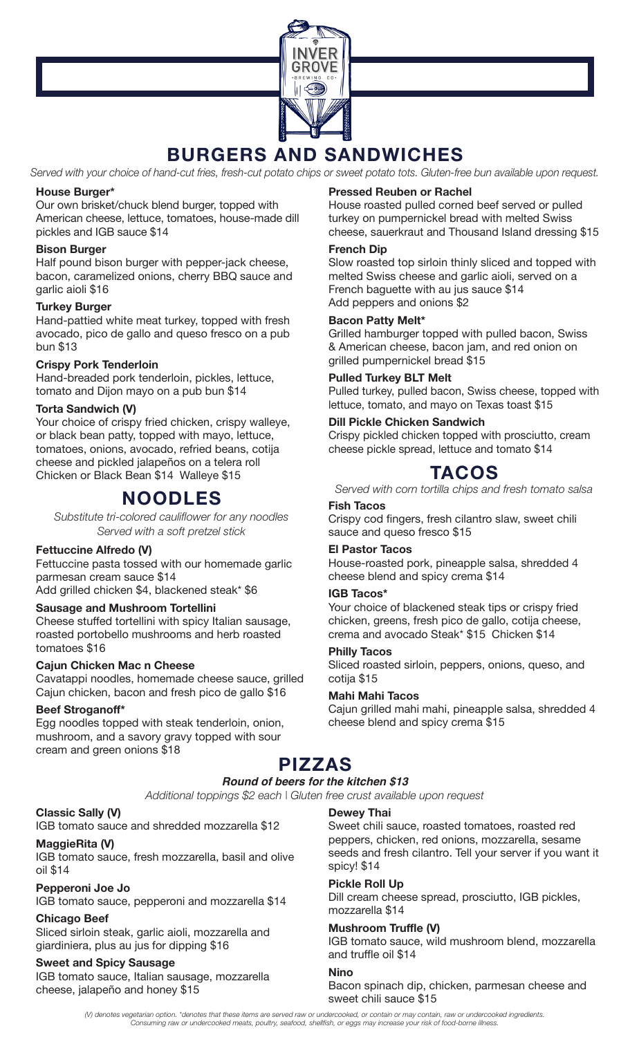# BURGERS AND SANDWICHES

*Served with your choice of hand-cut fries, fresh-cut potato chips or sweet potato tots. Gluten-free bun available upon request.*

**House Burger***
Our own brisket/chuck blend burger, topped with American cheese, lettuce, tomatoes, house-made dill pickles and IGB sauce $14

**Bison Burger**
Half pound bison burger with pepper-jack cheese, bacon, caramelized onions, cherry BBQ sauce and garlic aioli $16

**Turkey Burger**
Hand-pattied white meat turkey, topped with fresh avocado, pico de gallo and queso fresco on a pub bun $13

**Crispy Pork Tenderloin**
Hand-breaded pork tenderloin, pickles, lettuce, tomato and Dijon mayo on a pub bun $14

**Torta Sandwich (V)**
Your choice of crispy fried chicken, crispy walleye, or black bean patty, topped with mayo, lettuce, tomatoes, onions, avocado, refried beans, cotija cheese and pickled jalapeños on a telera roll
Chicken or Black Bean $14 Walleye $15

**Pressed Reuben or Rachel**
House roasted pulled corned beef served or pulled turkey on pumpernickel bread with melted Swiss cheese, sauerkraut and Thousand Island dressing $15

**French Dip**
Slow roasted top sirloin thinly sliced and topped with melted Swiss cheese and garlic aioli, served on a French baguette with au jus sauce $14
Add peppers and onions $2

**Bacon Patty Melt***
Grilled hamburger topped with pulled bacon, Swiss & American cheese, bacon jam, and red onion on grilled pumpernickel bread $15

**Pulled Turkey BLT Melt**
Pulled turkey, pulled bacon, Swiss cheese, topped with lettuce, tomato, and mayo on Texas toast $15

**Dill Pickle Chicken Sandwich**
Crispy pickled chicken topped with prosciutto, cream cheese pickle spread, lettuce and tomato $14

# NOODLES

*Substitute tri-colored cauliflower for any noodles*
*Served with a soft pretzel stick*

**Fettuccine Alfredo (V)**
Fettuccine pasta tossed with our homemade garlic parmesan cream sauce $14
Add grilled chicken $4, blackened steak* $6

**Sausage and Mushroom Tortellini**
Cheese stuffed tortellini with spicy Italian sausage, roasted portobello mushrooms and herb roasted tomatoes $16

**Cajun Chicken Mac n Cheese**
Cavatappi noodles, homemade cheese sauce, grilled Cajun chicken, bacon and fresh pico de gallo $16

**Beef Stroganoff***
Egg noodles topped with steak tenderloin, onion, mushroom, and a savory gravy topped with sour cream and green onions $18

# TACOS

*Served with corn tortilla chips and fresh tomato salsa*

**Fish Tacos**
Crispy cod fingers, fresh cilantro slaw, sweet chili sauce and queso fresco $15

**El Pastor Tacos**
House-roasted pork, pineapple salsa, shredded 4 cheese blend and spicy crema $14

**IGB Tacos***
Your choice of blackened steak tips or crispy fried chicken, greens, fresh pico de gallo, cotija cheese, crema and avocado Steak* $15 Chicken $14

**Philly Tacos**
Sliced roasted sirloin, peppers, onions, queso, and cotija $15

**Mahi Mahi Tacos**
Cajun grilled mahi mahi, pineapple salsa, shredded 4 cheese blend and spicy crema $15

# PIZZAS

***Round of beers for the kitchen $13***

*Additional toppings $2 each | Gluten free crust available upon request*

**Classic Sally (V)**
IGB tomato sauce and shredded mozzarella $12

**MaggieRita (V)**
IGB tomato sauce, fresh mozzarella, basil and olive oil $14

**Pepperoni Joe Jo**
IGB tomato sauce, pepperoni and mozzarella $14

**Chicago Beef**
Sliced sirloin steak, garlic aioli, mozzarella and giardiniera, plus au jus for dipping $16

**Sweet and Spicy Sausage**
IGB tomato sauce, Italian sausage, mozzarella cheese, jalapeño and honey $15

**Dewey Thai**
Sweet chili sauce, roasted tomatoes, roasted red peppers, chicken, red onions, mozzarella, sesame seeds and fresh cilantro. Tell your server if you want it spicy! $14

**Pickle Roll Up**
Dill cream cheese spread, prosciutto, IGB pickles, mozzarella $14

**Mushroom Truffle (V)**
IGB tomato sauce, wild mushroom blend, mozzarella and truffle oil $14

**Nino**
Bacon spinach dip, chicken, parmesan cheese and sweet chili sauce $15

*(V) denotes vegetarian option. *denotes that these items are served raw or undercooked, or contain or may contain, raw or undercooked ingredients. Consuming raw or undercooked meats, poultry, seafood, shellfish, or eggs may increase your risk of food-borne illness.*